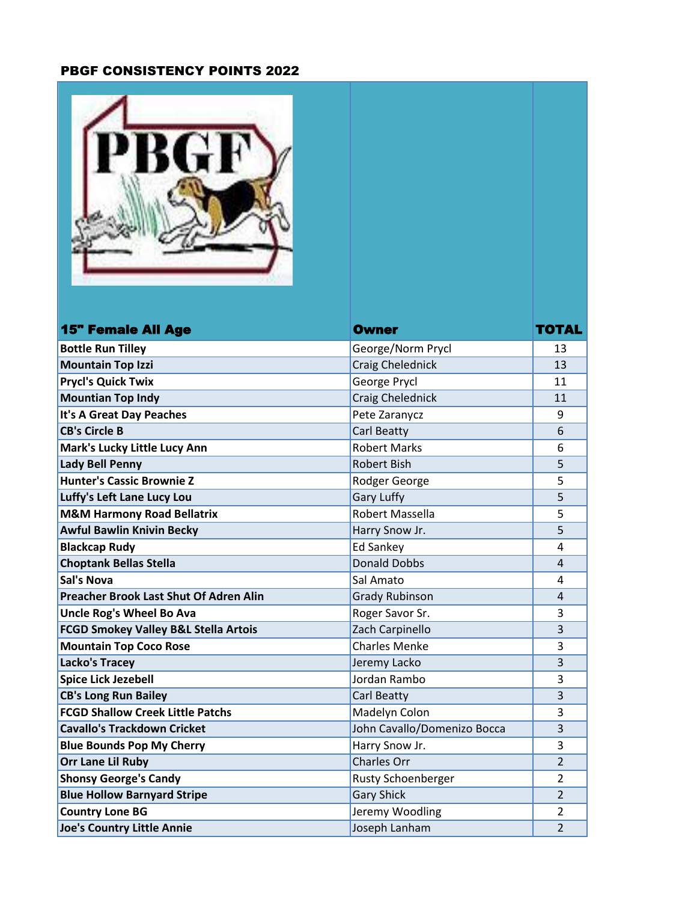# PBGF CONSISTENCY POINTS 2022

| 15" Female All Age | Owner | TOTAL |
|---|---|---|
| Bottle Run Tilley | George/Norm Prycl | 13 |
| Mountain Top Izzi | Craig Chelednick | 13 |
| Prycl's Quick Twix | George Prycl | 11 |
| Mountian Top Indy | Craig Chelednick | 11 |
| It's A Great Day Peaches | Pete Zaranycz | 9 |
| CB's Circle B | Carl Beatty | 6 |
| Mark's Lucky Little Lucy Ann | Robert Marks | 6 |
| Lady Bell Penny | Robert Bish | 5 |
| Hunter's Cassic Brownie Z | Rodger George | 5 |
| Luffy's Left Lane Lucy Lou | Gary Luffy | 5 |
| M&M Harmony Road Bellatrix | Robert Massella | 5 |
| Awful Bawlin Knivin Becky | Harry Snow Jr. | 5 |
| Blackcap Rudy | Ed Sankey | 4 |
| Choptank Bellas Stella | Donald Dobbs | 4 |
| Sal's Nova | Sal Amato | 4 |
| Preacher Brook Last Shut Of Adren Alin | Grady Rubinson | 4 |
| Uncle Rog's Wheel Bo Ava | Roger Savor Sr. | 3 |
| FCGD Smokey Valley B&L Stella Artois | Zach Carpinello | 3 |
| Mountain Top Coco Rose | Charles Menke | 3 |
| Lacko's Tracey | Jeremy Lacko | 3 |
| Spice Lick Jezebell | Jordan Rambo | 3 |
| CB's Long Run Bailey | Carl Beatty | 3 |
| FCGD Shallow Creek Little Patchs | Madelyn Colon | 3 |
| Cavallo's Trackdown Cricket | John Cavallo/Domenizo Bocca | 3 |
| Blue Bounds Pop My Cherry | Harry Snow Jr. | 3 |
| Orr Lane Lil Ruby | Charles Orr | 2 |
| Shonsy George's Candy | Rusty Schoenberger | 2 |
| Blue Hollow Barnyard Stripe | Gary Shick | 2 |
| Country Lone BG | Jeremy Woodling | 2 |
| Joe's Country Little Annie | Joseph Lanham | 2 |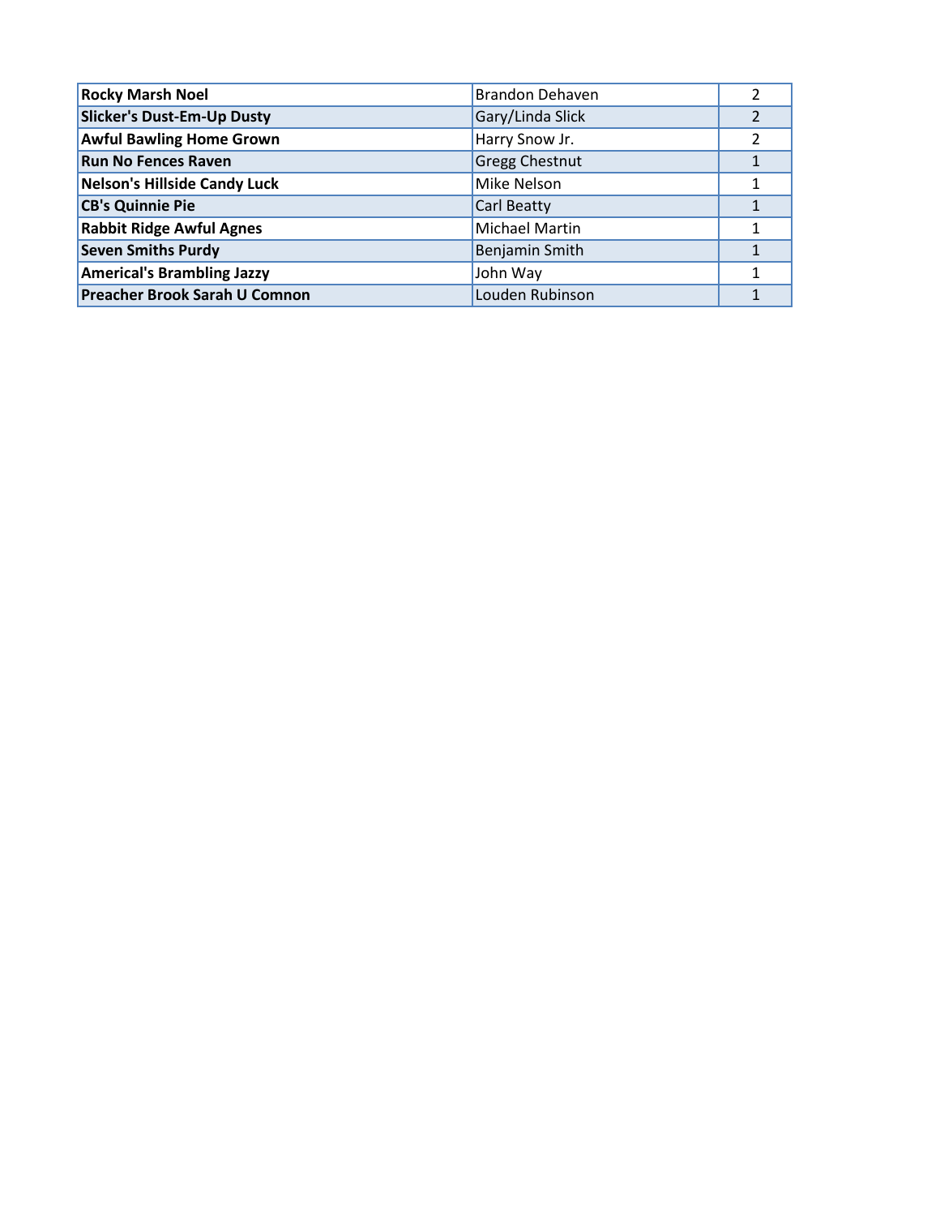| | | |
|---|---|---|
| **Rocky Marsh Noel** | Brandon Dehaven | 2 |
| **Slicker's Dust-Em-Up Dusty** | Gary/Linda Slick | 2 |
| **Awful Bawling Home Grown** | Harry Snow Jr. | 2 |
| **Run No Fences Raven** | Gregg Chestnut | 1 |
| **Nelson's Hillside Candy Luck** | Mike Nelson | 1 |
| **CB's Quinnie Pie** | Carl Beatty | 1 |
| **Rabbit Ridge Awful Agnes** | Michael Martin | 1 |
| **Seven Smiths Purdy** | Benjamin Smith | 1 |
| **Americal's Brambling Jazzy** | John Way | 1 |
| **Preacher Brook Sarah U Comnon** | Louden Rubinson | 1 |